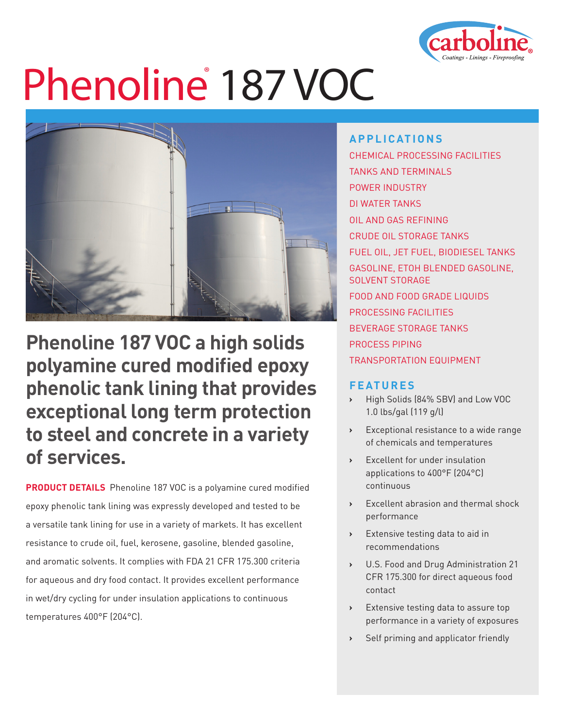# Phenoline® 187 VOC

## Phenoline 187 VOC a high solids polyamine cured modified epoxy phenolic tank lining that provides exceptional long term protection to steel and concrete in a variety of services.

**PRODUCT DETAILS** Phenoline 187 VOC is a polyamine cured modified epoxy phenolic tank lining was expressly developed and tested to be a versatile tank lining for use in a variety of markets. It has excellent resistance to crude oil, fuel, kerosene, gasoline, blended gasoline, and aromatic solvents. It complies with FDA 21 CFR 175.300 criteria for aqueous and dry food contact. It provides excellent performance in wet/dry cycling for under insulation applications to continuous temperatures 400°F (204°C).

### APPLICATIONS

CHEMICAL PROCESSING FACILITIES
TANKS AND TERMINALS
POWER INDUSTRY
DI WATER TANKS
OIL AND GAS REFINING
CRUDE OIL STORAGE TANKS
FUEL OIL, JET FUEL, BIODIESEL TANKS
GASOLINE, ETOH BLENDED GASOLINE, SOLVENT STORAGE
FOOD AND FOOD GRADE LIQUIDS
PROCESSING FACILITIES
BEVERAGE STORAGE TANKS
PROCESS PIPING
TRANSPORTATION EQUIPMENT

### FEATURES

- High Solids (84% SBV) and Low VOC 1.0 lbs/gal (119 g/l)
- Exceptional resistance to a wide range of chemicals and temperatures
- Excellent for under insulation applications to 400°F (204°C) continuous
- Excellent abrasion and thermal shock performance
- Extensive testing data to aid in recommendations
- U.S. Food and Drug Administration 21 CFR 175.300 for direct aqueous food contact
- Extensive testing data to assure top performance in a variety of exposures
- Self priming and applicator friendly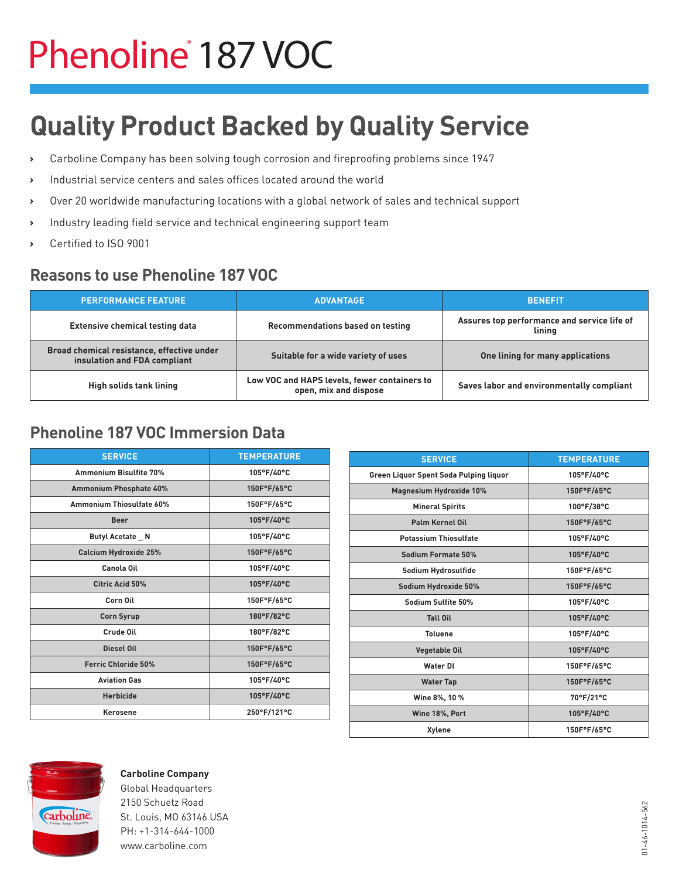# Phenoline® 187 VOC

## Quality Product Backed by Quality Service

- Carboline Company has been solving tough corrosion and fireproofing problems since 1947
- Industrial service centers and sales offices located around the world
- Over 20 worldwide manufacturing locations with a global network of sales and technical support
- Industry leading field service and technical engineering support team
- Certified to ISO 9001

### Reasons to use Phenoline 187 VOC

| PERFORMANCE FEATURE | ADVANTAGE | BENEFIT |
|---|---|---|
| Extensive chemical testing data | Recommendations based on testing | Assures top performance and service life of lining |
| Broad chemical resistance, effective under insulation and FDA compliant | Suitable for a wide variety of uses | One lining for many applications |
| High solids tank lining | Low VOC and HAPS levels, fewer containers to open, mix and dispose | Saves labor and environmentally compliant |

### Phenoline 187 VOC Immersion Data

| SERVICE | TEMPERATURE |
|---|---|
| Ammonium Bisulfite 70% | 105°F/40°C |
| Ammonium Phosphate 40% | 150F°F/65°C |
| Ammonium Thiosulfate 60% | 150F°F/65°C |
| Beer | 105°F/40°C |
| Butyl Acetate _ N | 105°F/40°C |
| Calcium Hydroxide 25% | 150F°F/65°C |
| Canola Oil | 105°F/40°C |
| Citric Acid 50% | 105°F/40°C |
| Corn Oil | 150F°F/65°C |
| Corn Syrup | 180°F/82°C |
| Crude Oil | 180°F/82°C |
| Diesel Oil | 150F°F/65°C |
| Ferric Chloride 50% | 150F°F/65°C |
| Aviation Gas | 105°F/40°C |
| Herbicide | 105°F/40°C |
| Kerosene | 250°F/121°C |
| Green Liquor Spent Soda Pulping liquor | 105°F/40°C |
| Magnesium Hydroxide 10% | 150F°F/65°C |
| Mineral Spirits | 100°F/38°C |
| Palm Kernel Oil | 150F°F/65°C |
| Potassium Thiosulfate | 105°F/40°C |
| Sodium Formate 50% | 105°F/40°C |
| Sodium Hydrosulfide | 150F°F/65°C |
| Sodium Hydroxide 50% | 150F°F/65°C |
| Sodium Sulfite 50% | 105°F/40°C |
| Tall Oil | 105°F/40°C |
| Toluene | 105°F/40°C |
| Vegetable Oil | 105°F/40°C |
| Water DI | 150F°F/65°C |
| Water Tap | 150F°F/65°C |
| Wine 8%, 10 % | 70°F/21°C |
| Wine 18%, Port | 105°F/40°C |
| Xylene | 150F°F/65°C |

**Carboline Company**
Global Headquarters
2150 Schuetz Road
St. Louis, MO 63146 USA
PH: +1-314-644-1000
www.carboline.com

01-46-1014-562